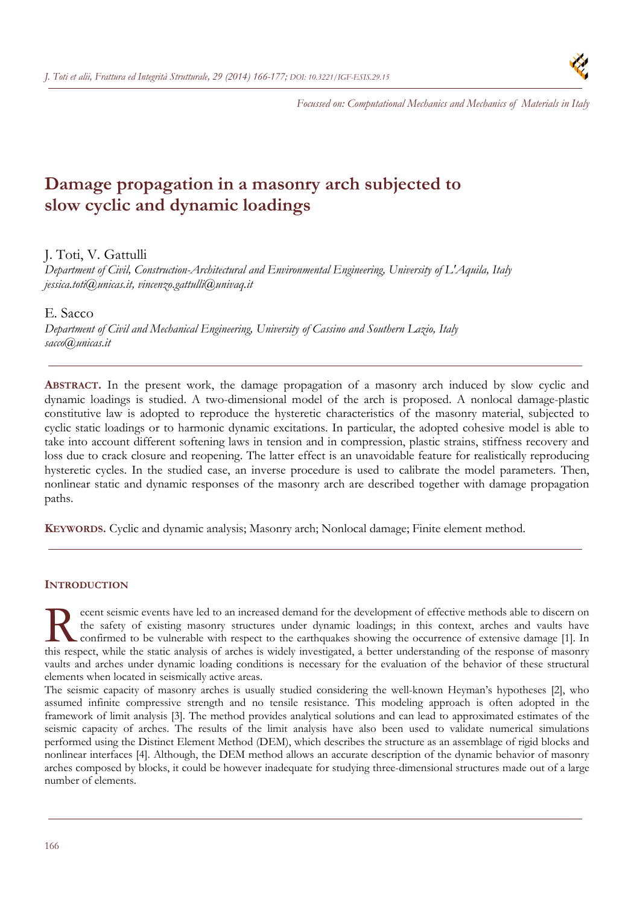*Focussed on: Computational Mechanics and Mechanics of Materials in Italy*

# Damage propagation in a masonry arch subjected to slow cyclic and dynamic loadings

J. Toti, V. Gattulli

*Department of Civil, Construction-Architectural and Environmental Engineering, University of L'Aquila, Italy*
*jessica.toti@unicas.it, vincenzo.gattulli@univaq.it*

E. Sacco

*Department of Civil and Mechanical Engineering, University of Cassino and Southern Lazio, Italy*
*sacco@unicas.it*

**ABSTRACT.** In the present work, the damage propagation of a masonry arch induced by slow cyclic and dynamic loadings is studied. A two-dimensional model of the arch is proposed. A nonlocal damage-plastic constitutive law is adopted to reproduce the hysteretic characteristics of the masonry material, subjected to cyclic static loadings or to harmonic dynamic excitations. In particular, the adopted cohesive model is able to take into account different softening laws in tension and in compression, plastic strains, stiffness recovery and loss due to crack closure and reopening. The latter effect is an unavoidable feature for realistically reproducing hysteretic cycles. In the studied case, an inverse procedure is used to calibrate the model parameters. Then, nonlinear static and dynamic responses of the masonry arch are described together with damage propagation paths.

**KEYWORDS.** Cyclic and dynamic analysis; Masonry arch; Nonlocal damage; Finite element method.

## INTRODUCTION

Recent seismic events have led to an increased demand for the development of effective methods able to discern on the safety of existing masonry structures under dynamic loadings; in this context, arches and vaults have confirmed to be vulnerable with respect to the earthquakes showing the occurrence of extensive damage [1]. In this respect, while the static analysis of arches is widely investigated, a better understanding of the response of masonry vaults and arches under dynamic loading conditions is necessary for the evaluation of the behavior of these structural elements when located in seismically active areas.

The seismic capacity of masonry arches is usually studied considering the well-known Heyman's hypotheses [2], who assumed infinite compressive strength and no tensile resistance. This modeling approach is often adopted in the framework of limit analysis [3]. The method provides analytical solutions and can lead to approximated estimates of the seismic capacity of arches. The results of the limit analysis have also been used to validate numerical simulations performed using the Distinct Element Method (DEM), which describes the structure as an assemblage of rigid blocks and nonlinear interfaces [4]. Although, the DEM method allows an accurate description of the dynamic behavior of masonry arches composed by blocks, it could be however inadequate for studying three-dimensional structures made out of a large number of elements.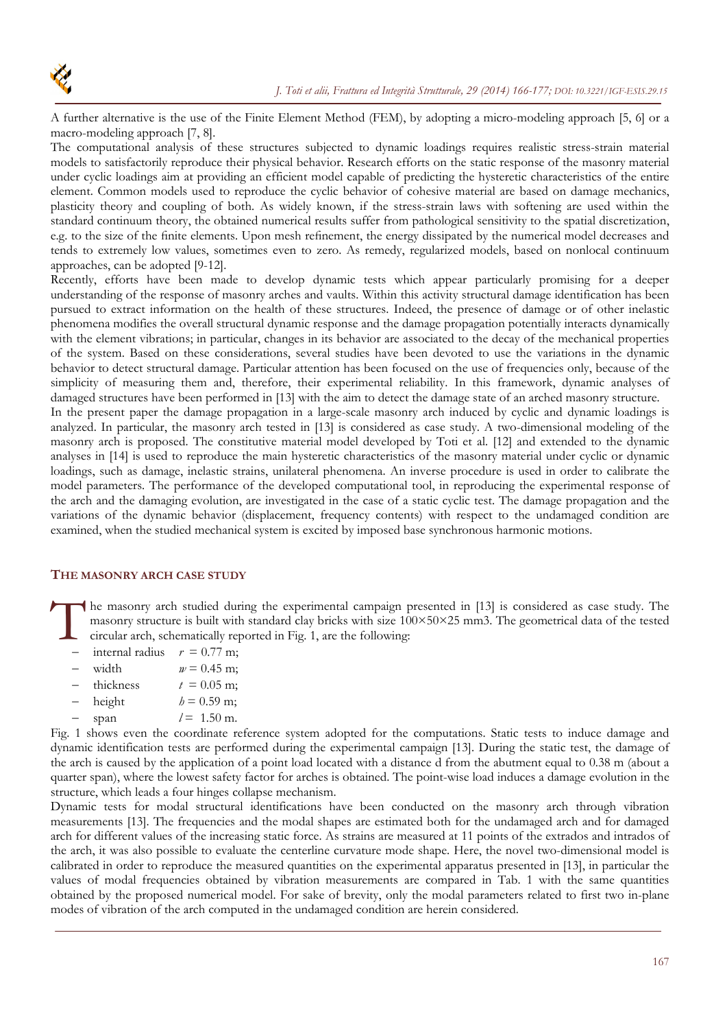A further alternative is the use of the Finite Element Method (FEM), by adopting a micro-modeling approach [5, 6] or a macro-modeling approach [7, 8].

The computational analysis of these structures subjected to dynamic loadings requires realistic stress-strain material models to satisfactorily reproduce their physical behavior. Research efforts on the static response of the masonry material under cyclic loadings aim at providing an efficient model capable of predicting the hysteretic characteristics of the entire element. Common models used to reproduce the cyclic behavior of cohesive material are based on damage mechanics, plasticity theory and coupling of both. As widely known, if the stress-strain laws with softening are used within the standard continuum theory, the obtained numerical results suffer from pathological sensitivity to the spatial discretization, e.g. to the size of the finite elements. Upon mesh refinement, the energy dissipated by the numerical model decreases and tends to extremely low values, sometimes even to zero. As remedy, regularized models, based on nonlocal continuum approaches, can be adopted [9-12].

Recently, efforts have been made to develop dynamic tests which appear particularly promising for a deeper understanding of the response of masonry arches and vaults. Within this activity structural damage identification has been pursued to extract information on the health of these structures. Indeed, the presence of damage or of other inelastic phenomena modifies the overall structural dynamic response and the damage propagation potentially interacts dynamically with the element vibrations; in particular, changes in its behavior are associated to the decay of the mechanical properties of the system. Based on these considerations, several studies have been devoted to use the variations in the dynamic behavior to detect structural damage. Particular attention has been focused on the use of frequencies only, because of the simplicity of measuring them and, therefore, their experimental reliability. In this framework, dynamic analyses of damaged structures have been performed in [13] with the aim to detect the damage state of an arched masonry structure.

In the present paper the damage propagation in a large-scale masonry arch induced by cyclic and dynamic loadings is analyzed. In particular, the masonry arch tested in [13] is considered as case study. A two-dimensional modeling of the masonry arch is proposed. The constitutive material model developed by Toti et al. [12] and extended to the dynamic analyses in [14] is used to reproduce the main hysteretic characteristics of the masonry material under cyclic or dynamic loadings, such as damage, inelastic strains, unilateral phenomena. An inverse procedure is used in order to calibrate the model parameters. The performance of the developed computational tool, in reproducing the experimental response of the arch and the damaging evolution, are investigated in the case of a static cyclic test. The damage propagation and the variations of the dynamic behavior (displacement, frequency contents) with respect to the undamaged condition are examined, when the studied mechanical system is excited by imposed base synchronous harmonic motions.

## THE MASONRY ARCH CASE STUDY

The masonry arch studied during the experimental campaign presented in [13] is considered as case study. The masonry structure is built with standard clay bricks with size 100×50×25 mm3. The geometrical data of the tested circular arch, schematically reported in Fig. 1, are the following:

- internal radius $r = 0.77$ m;
- width $w = 0.45$ m;
- thickness $t = 0.05$ m;
- height $h = 0.59$ m;
- span $l = 1.50$ m.

Fig. 1 shows even the coordinate reference system adopted for the computations. Static tests to induce damage and dynamic identification tests are performed during the experimental campaign [13]. During the static test, the damage of the arch is caused by the application of a point load located with a distance d from the abutment equal to 0.38 m (about a quarter span), where the lowest safety factor for arches is obtained. The point-wise load induces a damage evolution in the structure, which leads a four hinges collapse mechanism.

Dynamic tests for modal structural identifications have been conducted on the masonry arch through vibration measurements [13]. The frequencies and the modal shapes are estimated both for the undamaged arch and for damaged arch for different values of the increasing static force. As strains are measured at 11 points of the extrados and intrados of the arch, it was also possible to evaluate the centerline curvature mode shape. Here, the novel two-dimensional model is calibrated in order to reproduce the measured quantities on the experimental apparatus presented in [13], in particular the values of modal frequencies obtained by vibration measurements are compared in Tab. 1 with the same quantities obtained by the proposed numerical model. For sake of brevity, only the modal parameters related to first two in-plane modes of vibration of the arch computed in the undamaged condition are herein considered.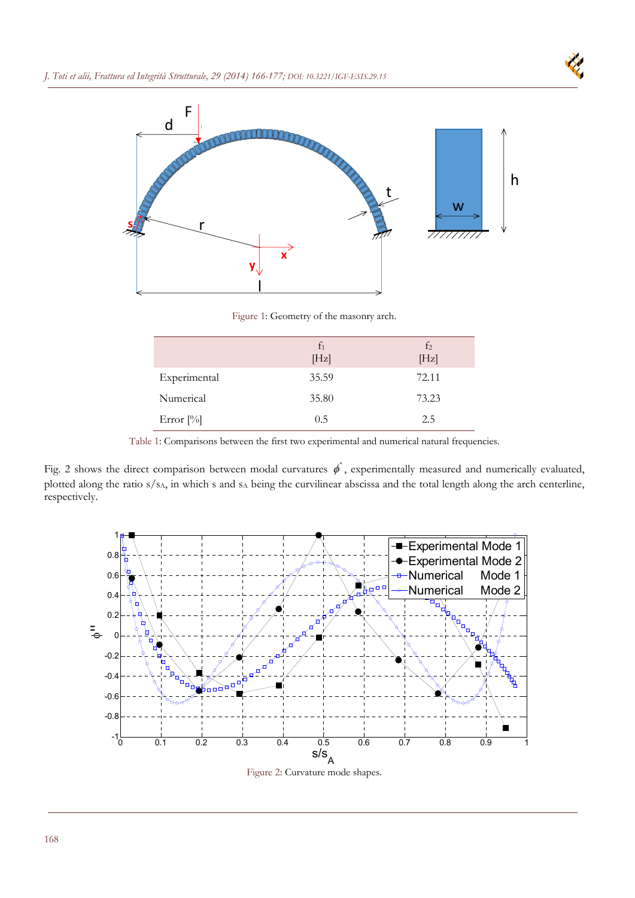Figure 1: Geometry of the masonry arch.

| | $f_1$ [Hz] | $f_2$ [Hz] |
|---|---|---|
| Experimental | 35.59 | 72.11 |
| Numerical | 35.80 | 73.23 |
| Error [%] | 0.5 | 2.5 |

Table 1: Comparisons between the first two experimental and numerical natural frequencies.

Fig. 2 shows the direct comparison between modal curvatures $\phi''$, experimentally measured and numerically evaluated, plotted along the ratio $s/s_A$, in which $s$ and $s_A$ being the curvilinear abscissa and the total length along the arch centerline, respectively.

Figure 2: Curvature mode shapes.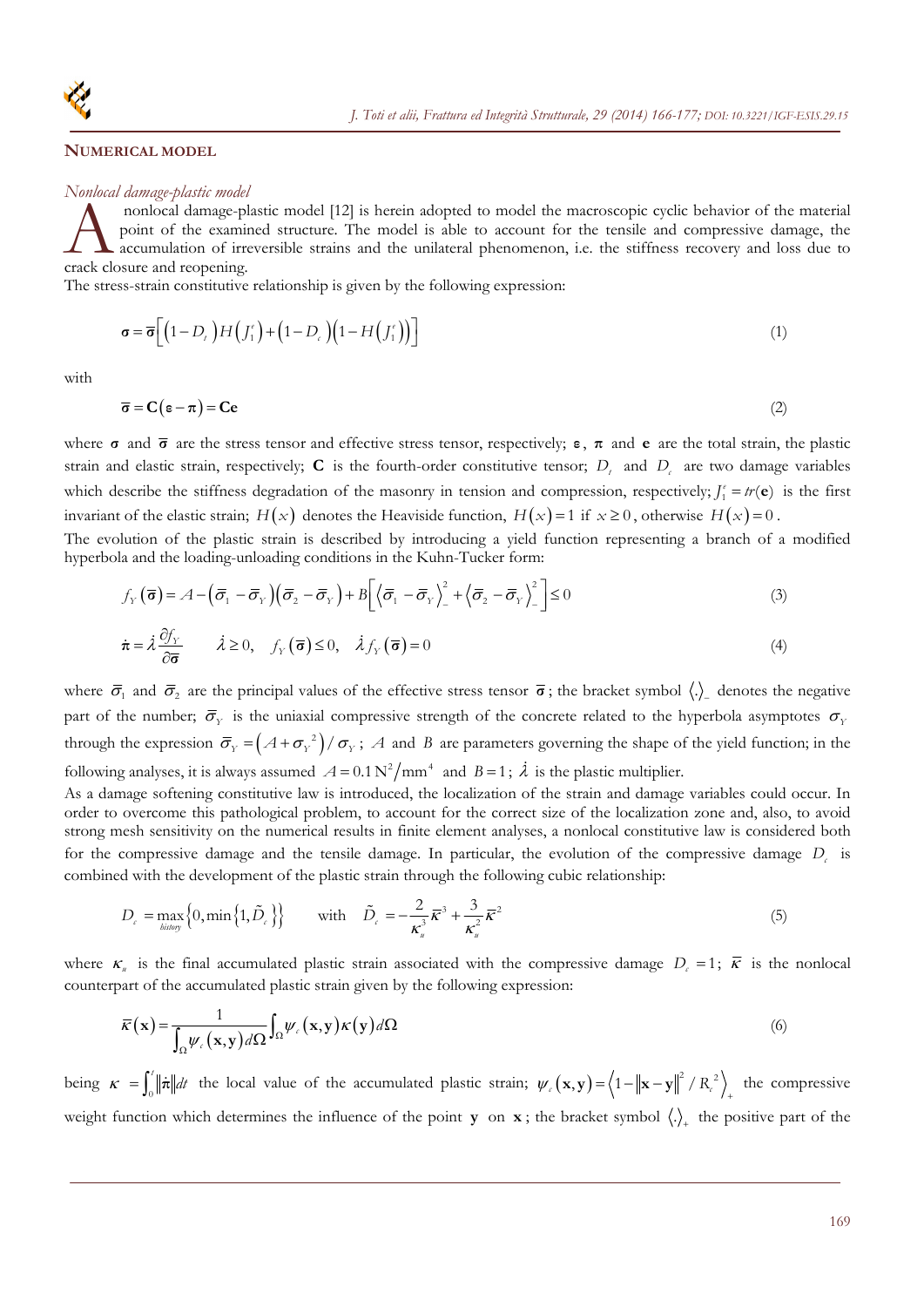## NUMERICAL MODEL

### *Nonlocal damage-plastic model*

A nonlocal damage-plastic model [12] is herein adopted to model the macroscopic cyclic behavior of the material point of the examined structure. The model is able to account for the tensile and compressive damage, the accumulation of irreversible strains and the unilateral phenomenon, i.e. the stiffness recovery and loss due to crack closure and reopening.

The stress-strain constitutive relationship is given by the following expression:

$$\boldsymbol{\sigma} = \bar{\boldsymbol{\sigma}}\left[\left(1-D_t\right)H\left(J_1^e\right)+\left(1-D_c\right)\left(1-H\left(J_1^e\right)\right)\right] \tag{1}$$

with

$$\bar{\boldsymbol{\sigma}} = \mathbf{C}\left(\boldsymbol{\varepsilon}-\boldsymbol{\pi}\right) = \mathbf{C}\mathbf{e} \tag{2}$$

where $\boldsymbol{\sigma}$ and $\bar{\boldsymbol{\sigma}}$ are the stress tensor and effective stress tensor, respectively; $\boldsymbol{\varepsilon}$, $\boldsymbol{\pi}$ and $\mathbf{e}$ are the total strain, the plastic strain and elastic strain, respectively; $\mathbf{C}$ is the fourth-order constitutive tensor; $D_t$ and $D_c$ are two damage variables which describe the stiffness degradation of the masonry in tension and compression, respectively; $J_1^e = tr(\mathbf{e})$ is the first invariant of the elastic strain; $H(x)$ denotes the Heaviside function, $H(x)=1$ if $x \geq 0$, otherwise $H(x)=0$.

The evolution of the plastic strain is described by introducing a yield function representing a branch of a modified hyperbola and the loading-unloading conditions in the Kuhn-Tucker form:

$$f_Y\left(\bar{\boldsymbol{\sigma}}\right) = A-\left(\bar{\sigma}_1-\bar{\sigma}_Y\right)\left(\bar{\sigma}_2-\bar{\sigma}_Y\right)+B\left[\left\langle\bar{\sigma}_1-\bar{\sigma}_Y\right\rangle_-^2+\left\langle\bar{\sigma}_2-\bar{\sigma}_Y\right\rangle_-^2\right] \leq 0 \tag{3}$$

$$\dot{\boldsymbol{\pi}} = \dot{\lambda}\frac{\partial f_Y}{\partial \bar{\boldsymbol{\sigma}}} \qquad \dot{\lambda} \geq 0, \quad f_Y\left(\bar{\boldsymbol{\sigma}}\right) \leq 0, \quad \dot{\lambda} f_Y\left(\bar{\boldsymbol{\sigma}}\right) = 0 \tag{4}$$

where $\bar{\sigma}_1$ and $\bar{\sigma}_2$ are the principal values of the effective stress tensor $\bar{\boldsymbol{\sigma}}$; the bracket symbol $\langle . \rangle_-$ denotes the negative part of the number; $\bar{\sigma}_Y$ is the uniaxial compressive strength of the concrete related to the hyperbola asymptotes $\sigma_Y$ through the expression $\bar{\sigma}_Y = \left(A+\sigma_Y^2\right)/\sigma_Y$; $A$ and $B$ are parameters governing the shape of the yield function; in the following analyses, it is always assumed $A = 0.1\,\mathrm{N}^2/\mathrm{mm}^4$ and $B = 1$; $\dot{\lambda}$ is the plastic multiplier.

As a damage softening constitutive law is introduced, the localization of the strain and damage variables could occur. In order to overcome this pathological problem, to account for the correct size of the localization zone and, also, to avoid strong mesh sensitivity on the numerical results in finite element analyses, a nonlocal constitutive law is considered both for the compressive damage and the tensile damage. In particular, the evolution of the compressive damage $D_c$ is combined with the development of the plastic strain through the following cubic relationship:

$$D_c = \max_{history}\left\{0, \min\left\{1, \tilde{D}_c\right\}\right\} \qquad \text{with} \quad \tilde{D}_c = -\frac{2}{\kappa_u^3}\bar{\kappa}^3+\frac{3}{\kappa_u^2}\bar{\kappa}^2 \tag{5}$$

where $\kappa_u$ is the final accumulated plastic strain associated with the compressive damage $D_c = 1$; $\bar{\kappa}$ is the nonlocal counterpart of the accumulated plastic strain given by the following expression:

$$\bar{\kappa}\left(\mathbf{x}\right) = \frac{1}{\int_\Omega \psi_c\left(\mathbf{x},\mathbf{y}\right)d\Omega}\int_\Omega \psi_c\left(\mathbf{x},\mathbf{y}\right)\kappa\left(\mathbf{y}\right)d\Omega \tag{6}$$

being $\kappa = \int_0^t \|\dot{\boldsymbol{\pi}}\|dt$ the local value of the accumulated plastic strain; $\psi_c\left(\mathbf{x},\mathbf{y}\right) = \left\langle 1-\|\mathbf{x}-\mathbf{y}\|^2/R_c^2\right\rangle_+$ the compressive weight function which determines the influence of the point $\mathbf{y}$ on $\mathbf{x}$; the bracket symbol $\langle . \rangle_+$ the positive part of the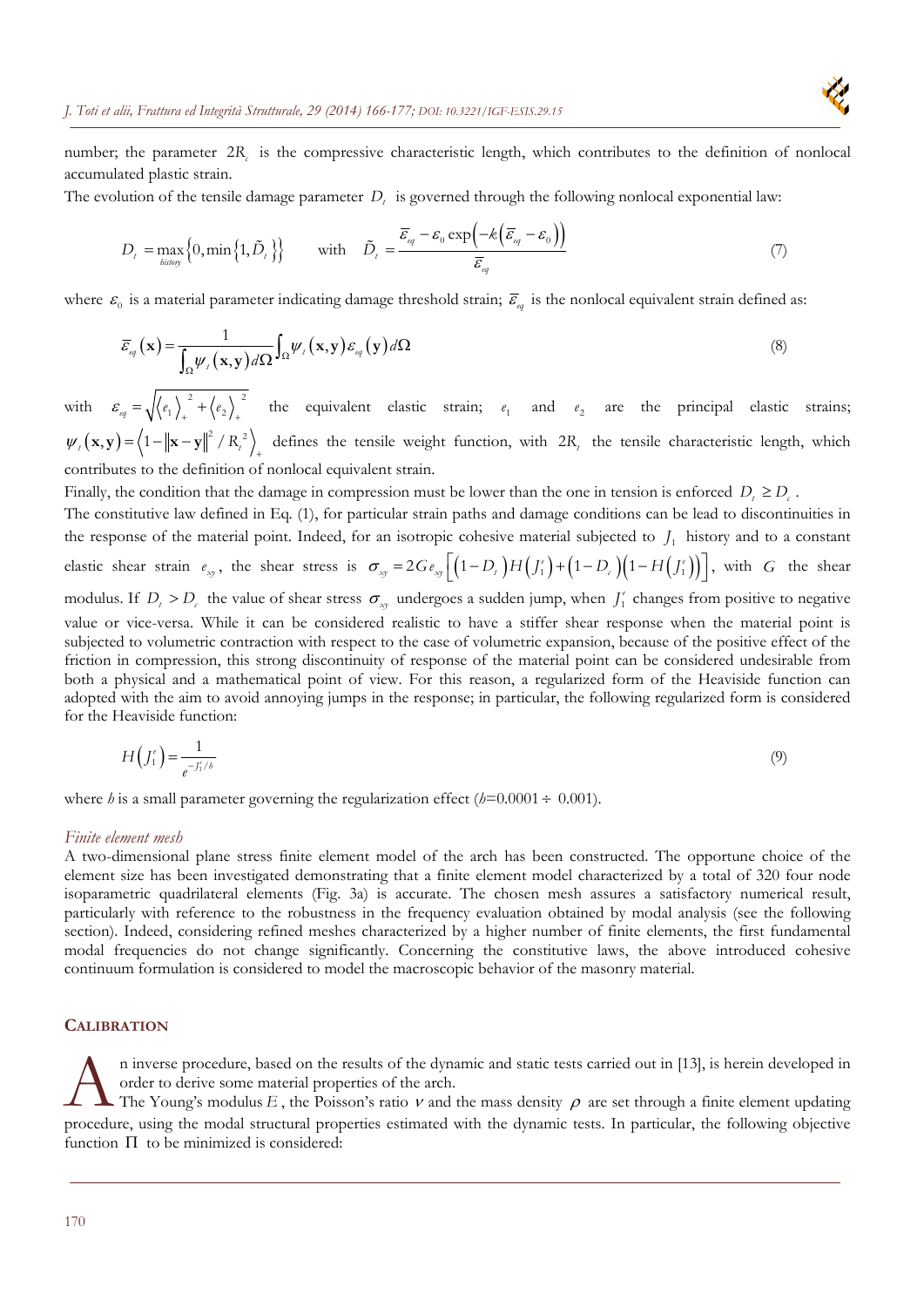number; the parameter $2R_c$ is the compressive characteristic length, which contributes to the definition of nonlocal accumulated plastic strain.

The evolution of the tensile damage parameter $D_t$ is governed through the following nonlocal exponential law:

$$D_t = \max_{history}\left\{0, \min\left\{1, \tilde{D}_t\right\}\right\} \qquad \text{with} \quad \tilde{D}_t = \frac{\bar{\varepsilon}_{eq} - \varepsilon_0 \exp\left(-k\left(\bar{\varepsilon}_{eq} - \varepsilon_0\right)\right)}{\bar{\varepsilon}_{eq}} \tag{7}$$

where $\varepsilon_0$ is a material parameter indicating damage threshold strain; $\bar{\varepsilon}_{eq}$ is the nonlocal equivalent strain defined as:

$$\bar{\varepsilon}_{eq}(\mathbf{x}) = \frac{1}{\int_\Omega \psi_t(\mathbf{x},\mathbf{y})\, d\Omega} \int_\Omega \psi_t(\mathbf{x},\mathbf{y})\, \varepsilon_{eq}(\mathbf{y})\, d\Omega \tag{8}$$

with $\varepsilon_{eq} = \sqrt{\langle e_1 \rangle_+^2 + \langle e_2 \rangle_+^2}$ the equivalent elastic strain; $e_1$ and $e_2$ are the principal elastic strains; $\psi_t(\mathbf{x},\mathbf{y}) = \left\langle 1 - \|\mathbf{x}-\mathbf{y}\|^2 / R_t^2 \right\rangle_+$ defines the tensile weight function, with $2R_t$ the tensile characteristic length, which contributes to the definition of nonlocal equivalent strain.

Finally, the condition that the damage in compression must be lower than the one in tension is enforced $D_t \geq D_c$.

The constitutive law defined in Eq. (1), for particular strain paths and damage conditions can be lead to discontinuities in the response of the material point. Indeed, for an isotropic cohesive material subjected to $J_1$ history and to a constant elastic shear strain $e_{xy}$, the shear stress is $\sigma_{xy} = 2G e_{xy}\left[\left(1-D_t\right)H\left(J_1^e\right) + \left(1-D_c\right)\left(1-H\left(J_1^e\right)\right)\right]$, with $G$ the shear modulus. If $D_t > D_c$ the value of shear stress $\sigma_{xy}$ undergoes a sudden jump, when $J_1^e$ changes from positive to negative value or vice-versa. While it can be considered realistic to have a stiffer shear response when the material point is subjected to volumetric contraction with respect to the case of volumetric expansion, because of the positive effect of the friction in compression, this strong discontinuity of response of the material point can be considered undesirable from both a physical and a mathematical point of view. For this reason, a regularized form of the Heaviside function can adopted with the aim to avoid annoying jumps in the response; in particular, the following regularized form is considered for the Heaviside function:

$$H\left(J_1^e\right) = \frac{1}{e^{-J_1^e/h}} \tag{9}$$

where $h$ is a small parameter governing the regularization effect ($h$=0.0001 ÷ 0.001).

*Finite element mesh*

A two-dimensional plane stress finite element model of the arch has been constructed. The opportune choice of the element size has been investigated demonstrating that a finite element model characterized by a total of 320 four node isoparametric quadrilateral elements (Fig. 3a) is accurate. The chosen mesh assures a satisfactory numerical result, particularly with reference to the robustness in the frequency evaluation obtained by modal analysis (see the following section). Indeed, considering refined meshes characterized by a higher number of finite elements, the first fundamental modal frequencies do not change significantly. Concerning the constitutive laws, the above introduced cohesive continuum formulation is considered to model the macroscopic behavior of the masonry material.

## CALIBRATION

An inverse procedure, based on the results of the dynamic and static tests carried out in [13], is herein developed in order to derive some material properties of the arch.

The Young's modulus $E$, the Poisson's ratio $\nu$ and the mass density $\rho$ are set through a finite element updating procedure, using the modal structural properties estimated with the dynamic tests. In particular, the following objective function $\Pi$ to be minimized is considered: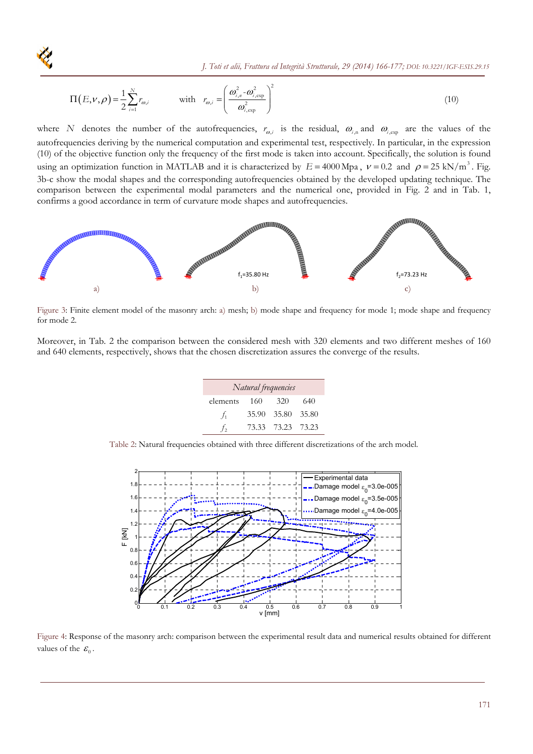$$\Pi(E,\nu,\rho) = \frac{1}{2}\sum_{i=1}^{N} r_{\omega,i} \qquad \text{with} \quad r_{\omega,i} = \left(\frac{\omega_{i,n}^2 - \omega_{i,\exp}^2}{\omega_{i,\exp}^2}\right)^2 \tag{10}$$

where $N$ denotes the number of the autofrequencies, $r_{\omega,i}$ is the residual, $\omega_{i,\mathrm{n}}$ and $\omega_{i,\exp}$ are the values of the autofrequencies deriving by the numerical computation and experimental test, respectively. In particular, in the expression (10) of the objective function only the frequency of the first mode is taken into account. Specifically, the solution is found using an optimization function in MATLAB and it is characterized by $E = 4000\,\mathrm{Mpa}$, $\nu = 0.2$ and $\rho = 25\ \mathrm{kN/m^3}$. Fig. 3b-c show the modal shapes and the corresponding autofrequencies obtained by the developed updating technique. The comparison between the experimental modal parameters and the numerical one, provided in Fig. 2 and in Tab. 1, confirms a good accordance in term of curvature mode shapes and autofrequencies.

Figure 3: Finite element model of the masonry arch: a) mesh; b) mode shape and frequency for mode 1; mode shape and frequency for mode 2.

Moreover, in Tab. 2 the comparison between the considered mesh with 320 elements and two different meshes of 160 and 640 elements, respectively, shows that the chosen discretization assures the converge of the results.

| *Natural frequencies* | | | |
|---|---|---|---|
| elements | 160 | 320 | 640 |
| $f_1$ | 35.90 | 35.80 | 35.80 |
| $f_2$ | 73.33 | 73.23 | 73.23 |

Table 2: Natural frequencies obtained with three different discretizations of the arch model.

Figure 4: Response of the masonry arch: comparison between the experimental result data and numerical results obtained for different values of the $\varepsilon_0$.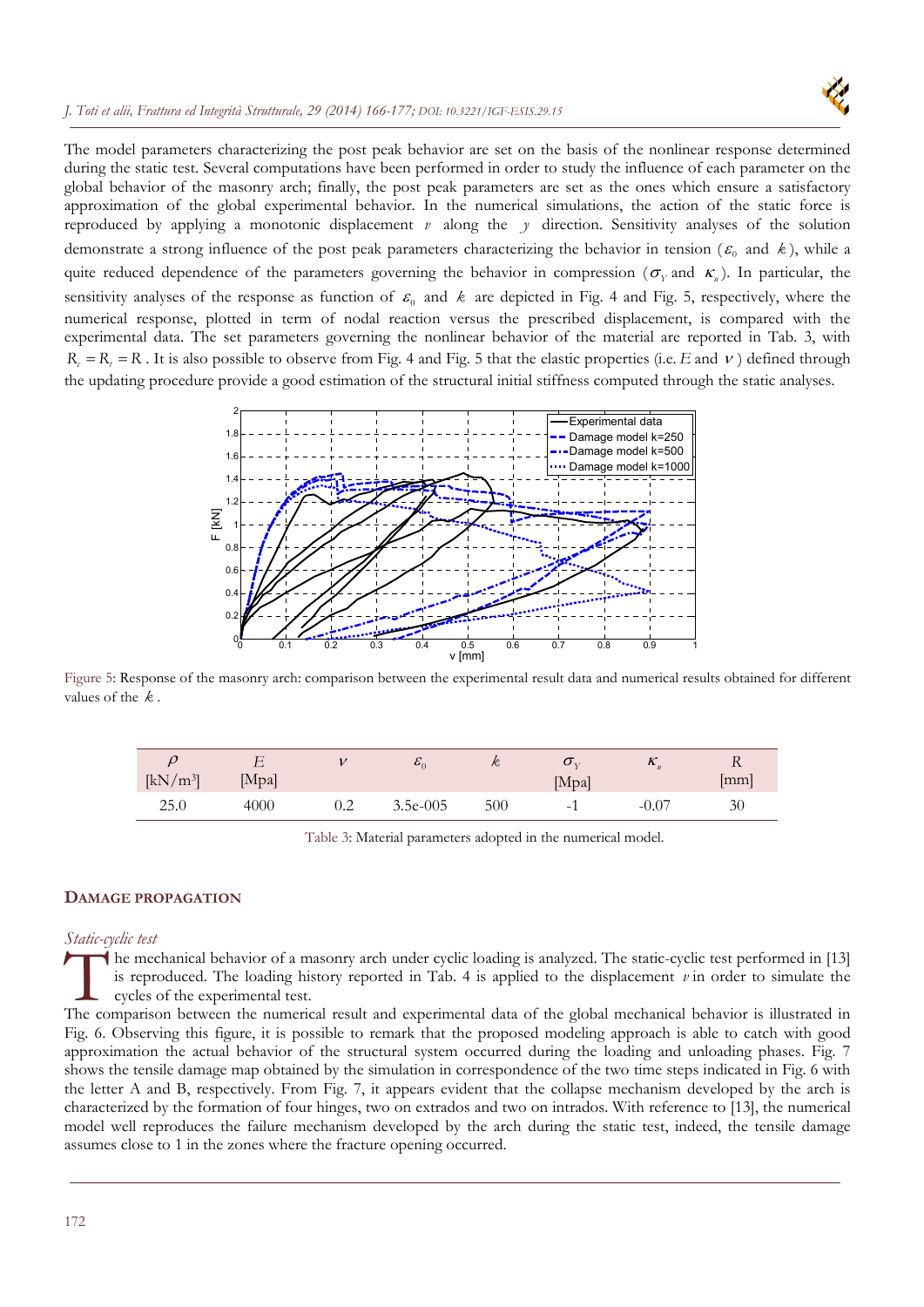The model parameters characterizing the post peak behavior are set on the basis of the nonlinear response determined during the static test. Several computations have been performed in order to study the influence of each parameter on the global behavior of the masonry arch; finally, the post peak parameters are set as the ones which ensure a satisfactory approximation of the global experimental behavior. In the numerical simulations, the action of the static force is reproduced by applying a monotonic displacement $v$ along the $y$ direction. Sensitivity analyses of the solution demonstrate a strong influence of the post peak parameters characterizing the behavior in tension ($\varepsilon_0$ and $k$), while a quite reduced dependence of the parameters governing the behavior in compression ($\sigma_Y$ and $\kappa_u$). In particular, the sensitivity analyses of the response as function of $\varepsilon_0$ and $k$ are depicted in Fig. 4 and Fig. 5, respectively, where the numerical response, plotted in term of nodal reaction versus the prescribed displacement, is compared with the experimental data. The set parameters governing the nonlinear behavior of the material are reported in Tab. 3, with $R_c = R_t = R$. It is also possible to observe from Fig. 4 and Fig. 5 that the elastic properties (i.e. $E$ and $\nu$) defined through the updating procedure provide a good estimation of the structural initial stiffness computed through the static analyses.

Figure 5: Response of the masonry arch: comparison between the experimental result data and numerical results obtained for different values of the $k$.

| $\rho$ [kN/m³] | $E$ [Mpa] | $\nu$ | $\varepsilon_0$ | $k$ | $\sigma_Y$ [Mpa] | $\kappa_u$ | $R$ [mm] |
|---|---|---|---|---|---|---|---|
| 25.0 | 4000 | 0.2 | 3.5e-005 | 500 | -1 | -0.07 | 30 |

Table 3: Material parameters adopted in the numerical model.

## DAMAGE PROPAGATION

### *Static-cyclic test*

The mechanical behavior of a masonry arch under cyclic loading is analyzed. The static-cyclic test performed in [13] is reproduced. The loading history reported in Tab. 4 is applied to the displacement $v$ in order to simulate the cycles of the experimental test.

The comparison between the numerical result and experimental data of the global mechanical behavior is illustrated in Fig. 6. Observing this figure, it is possible to remark that the proposed modeling approach is able to catch with good approximation the actual behavior of the structural system occurred during the loading and unloading phases. Fig. 7 shows the tensile damage map obtained by the simulation in correspondence of the two time steps indicated in Fig. 6 with the letter A and B, respectively. From Fig. 7, it appears evident that the collapse mechanism developed by the arch is characterized by the formation of four hinges, two on extrados and two on intrados. With reference to [13], the numerical model well reproduces the failure mechanism developed by the arch during the static test, indeed, the tensile damage assumes close to 1 in the zones where the fracture opening occurred.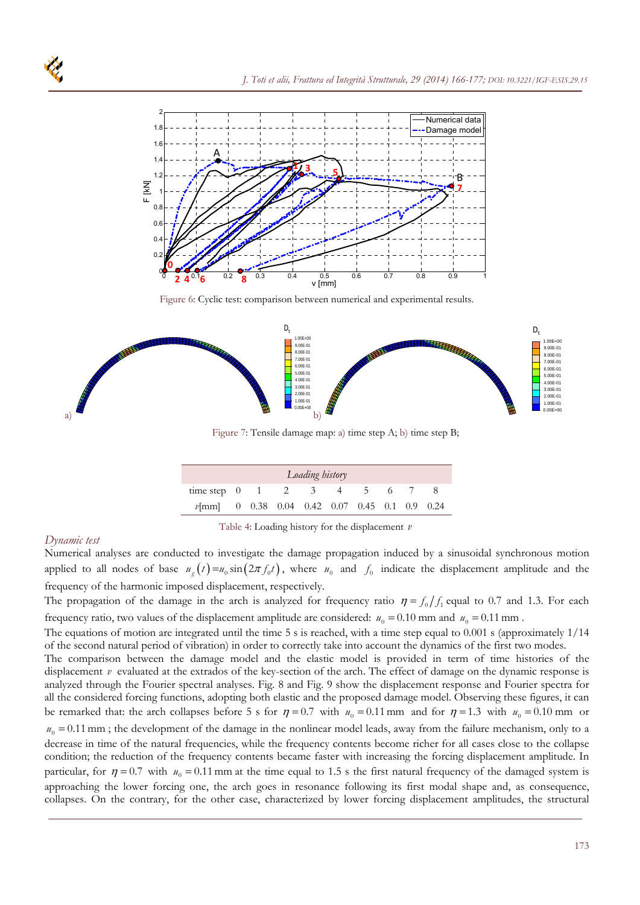Figure 6: Cyclic test: comparison between numerical and experimental results.

Figure 7: Tensile damage map: a) time step A; b) time step B;

| *Loading history* | | | | | | | | | |
|---|---|---|---|---|---|---|---|---|---|
| time step | 0 | 1 | 2 | 3 | 4 | 5 | 6 | 7 | 8 |
| $v$[mm] | 0 | 0.38 | 0.04 | 0.42 | 0.07 | 0.45 | 0.1 | 0.9 | 0.24 |

Table 4: Loading history for the displacement $v$

### *Dynamic test*

Numerical analyses are conducted to investigate the damage propagation induced by a sinusoidal synchronous motion applied to all nodes of base $u_g(t)=u_0 \sin(2\pi f_0 t)$, where $u_0$ and $f_0$ indicate the displacement amplitude and the frequency of the harmonic imposed displacement, respectively.

The propagation of the damage in the arch is analyzed for frequency ratio $\eta = f_0 / f_1$ equal to 0.7 and 1.3. For each frequency ratio, two values of the displacement amplitude are considered: $u_0 = 0.10$ mm and $u_0 = 0.11$ mm.

The equations of motion are integrated until the time 5 s is reached, with a time step equal to 0.001 s (approximately 1/14 of the second natural period of vibration) in order to correctly take into account the dynamics of the first two modes.

The comparison between the damage model and the elastic model is provided in term of time histories of the displacement $v$ evaluated at the extrados of the key-section of the arch. The effect of damage on the dynamic response is analyzed through the Fourier spectral analyses. Fig. 8 and Fig. 9 show the displacement response and Fourier spectra for all the considered forcing functions, adopting both elastic and the proposed damage model. Observing these figures, it can be remarked that: the arch collapses before 5 s for $\eta = 0.7$ with $u_0 = 0.11$ mm and for $\eta = 1.3$ with $u_0 = 0.10$ mm or $u_0 = 0.11$ mm; the development of the damage in the nonlinear model leads, away from the failure mechanism, only to a decrease in time of the natural frequencies, while the frequency contents become richer for all cases close to the collapse condition; the reduction of the frequency contents became faster with increasing the forcing displacement amplitude. In particular, for $\eta = 0.7$ with $u_0 = 0.11$ mm at the time equal to 1.5 s the first natural frequency of the damaged system is approaching the lower forcing one, the arch goes in resonance following its first modal shape and, as consequence, collapses. On the contrary, for the other case, characterized by lower forcing displacement amplitudes, the structural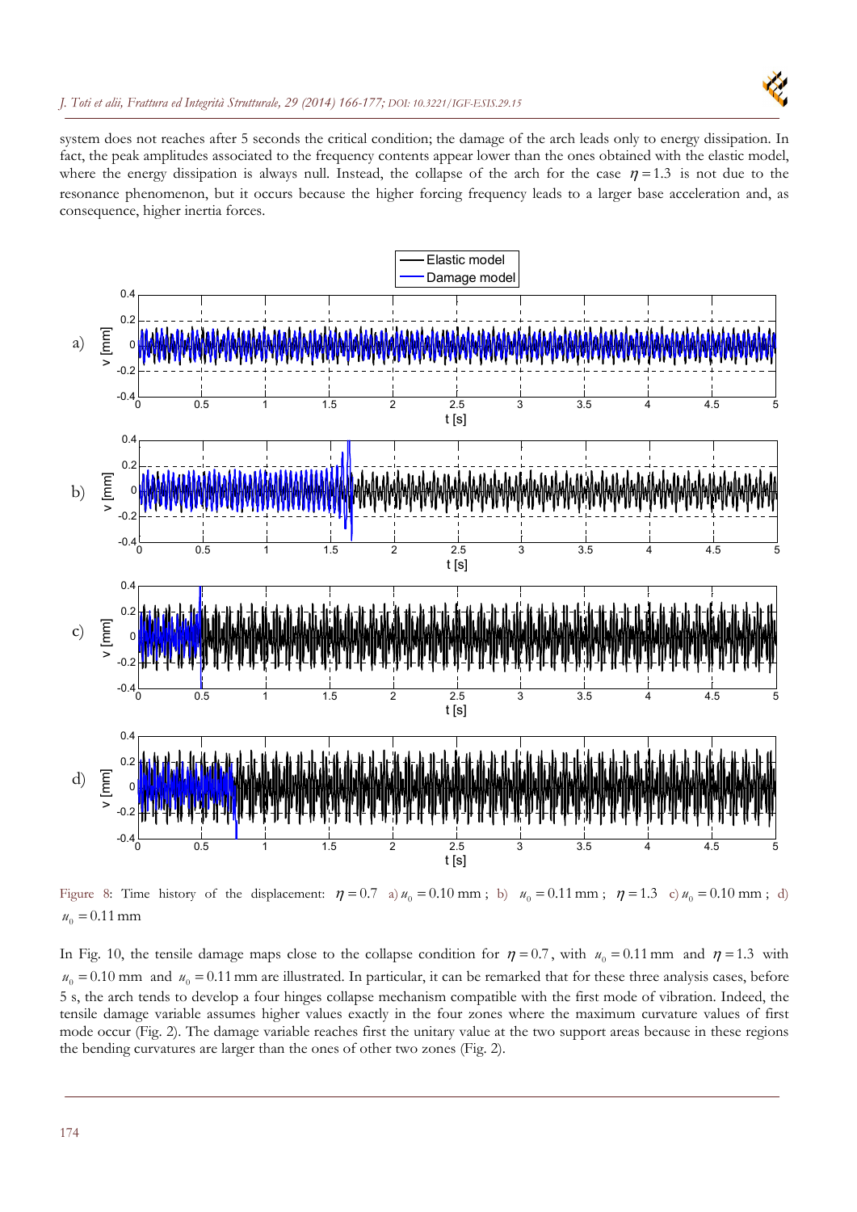system does not reaches after 5 seconds the critical condition; the damage of the arch leads only to energy dissipation. In fact, the peak amplitudes associated to the frequency contents appear lower than the ones obtained with the elastic model, where the energy dissipation is always null. Instead, the collapse of the arch for the case $\eta = 1.3$ is not due to the resonance phenomenon, but it occurs because the higher forcing frequency leads to a larger base acceleration and, as consequence, higher inertia forces.

Figure 8: Time history of the displacement: $\eta = 0.7$ a) $u_0 = 0.10$ mm ; b) $u_0 = 0.11$ mm ; $\eta = 1.3$ c) $u_0 = 0.10$ mm ; d) $u_0 = 0.11$ mm

In Fig. 10, the tensile damage maps close to the collapse condition for $\eta = 0.7$, with $u_0 = 0.11$ mm and $\eta = 1.3$ with $u_0 = 0.10$ mm and $u_0 = 0.11$ mm are illustrated. In particular, it can be remarked that for these three analysis cases, before 5 s, the arch tends to develop a four hinges collapse mechanism compatible with the first mode of vibration. Indeed, the tensile damage variable assumes higher values exactly in the four zones where the maximum curvature values of first mode occur (Fig. 2). The damage variable reaches first the unitary value at the two support areas because in these regions the bending curvatures are larger than the ones of other two zones (Fig. 2).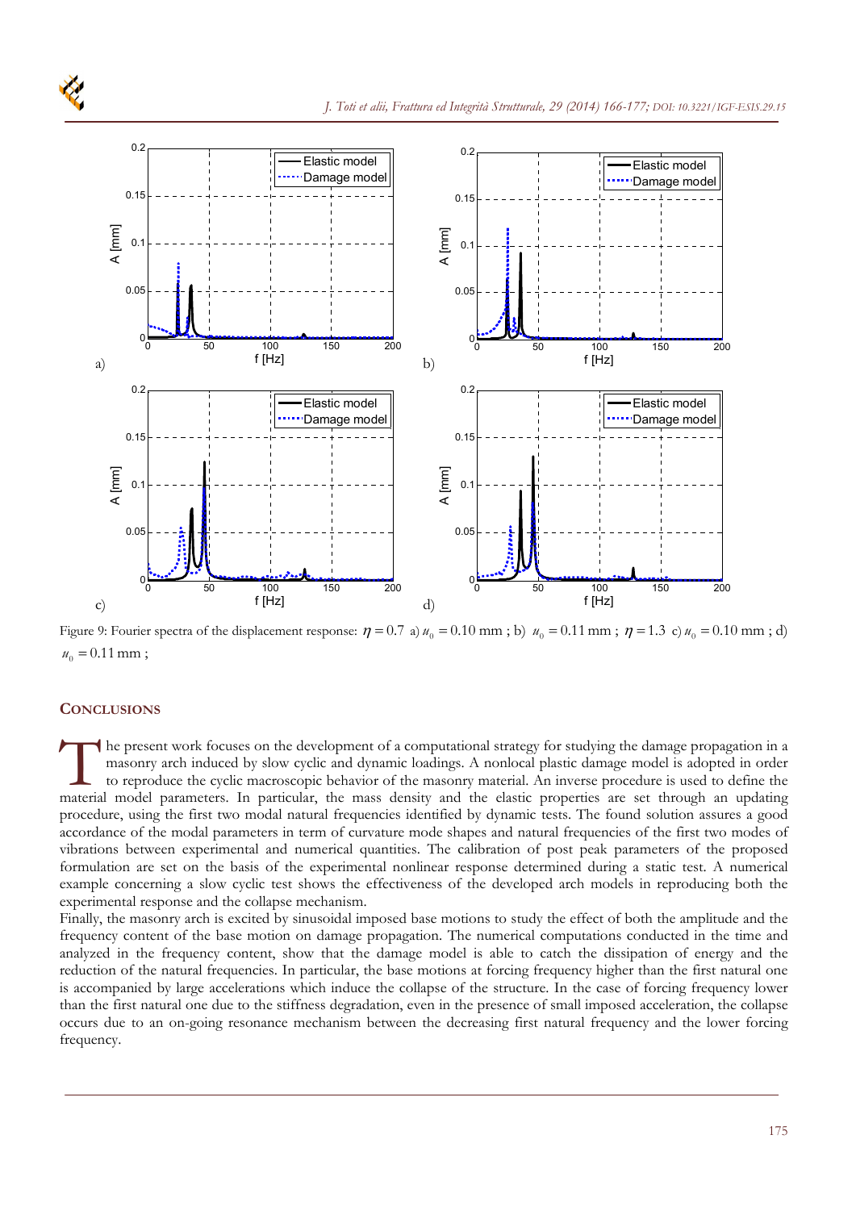Figure 9: Fourier spectra of the displacement response: $\eta = 0.7$ a) $u_0 = 0.10$ mm ; b) $u_0 = 0.11$ mm ; $\eta = 1.3$ c) $u_0 = 0.10$ mm ; d) $u_0 = 0.11$ mm ;

## CONCLUSIONS

The present work focuses on the development of a computational strategy for studying the damage propagation in a masonry arch induced by slow cyclic and dynamic loadings. A nonlocal plastic damage model is adopted in order to reproduce the cyclic macroscopic behavior of the masonry material. An inverse procedure is used to define the material model parameters. In particular, the mass density and the elastic properties are set through an updating procedure, using the first two modal natural frequencies identified by dynamic tests. The found solution assures a good accordance of the modal parameters in term of curvature mode shapes and natural frequencies of the first two modes of vibrations between experimental and numerical quantities. The calibration of post peak parameters of the proposed formulation are set on the basis of the experimental nonlinear response determined during a static test. A numerical example concerning a slow cyclic test shows the effectiveness of the developed arch models in reproducing both the experimental response and the collapse mechanism.

Finally, the masonry arch is excited by sinusoidal imposed base motions to study the effect of both the amplitude and the frequency content of the base motion on damage propagation. The numerical computations conducted in the time and analyzed in the frequency content, show that the damage model is able to catch the dissipation of energy and the reduction of the natural frequencies. In particular, the base motions at forcing frequency higher than the first natural one is accompanied by large accelerations which induce the collapse of the structure. In the case of forcing frequency lower than the first natural one due to the stiffness degradation, even in the presence of small imposed acceleration, the collapse occurs due to an on-going resonance mechanism between the decreasing first natural frequency and the lower forcing frequency.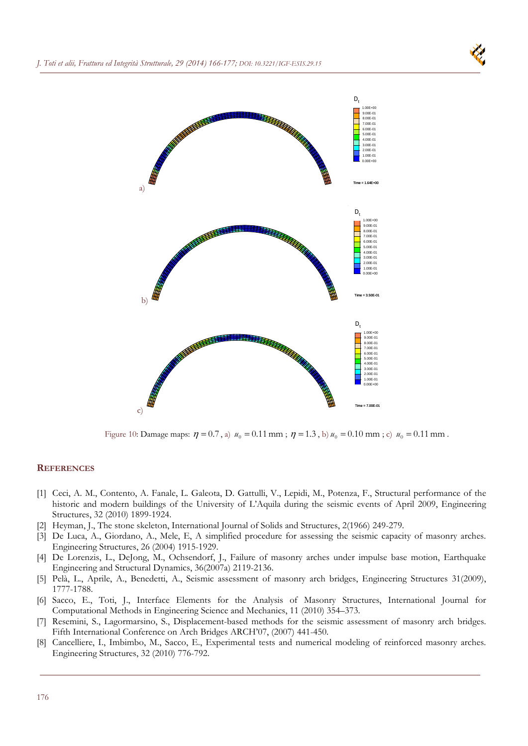Figure 10: Damage maps: $\eta = 0.7$, a) $u_0 = 0.11$ mm ; $\eta = 1.3$, b) $u_0 = 0.10$ mm ; c) $u_0 = 0.11$ mm .

## REFERENCES

[1] Ceci, A. M., Contento, A. Fanale, L. Galeota, D. Gattulli, V., Lepidi, M., Potenza, F., Structural performance of the historic and modern buildings of the University of L'Aquila during the seismic events of April 2009, Engineering Structures, 32 (2010) 1899-1924.

[2] Heyman, J., The stone skeleton, International Journal of Solids and Structures, 2(1966) 249-279.

[3] De Luca, A., Giordano, A., Mele, E, A simplified procedure for assessing the seismic capacity of masonry arches. Engineering Structures, 26 (2004) 1915-1929.

[4] De Lorenzis, L., DeJong, M., Ochsendorf, J., Failure of masonry arches under impulse base motion, Earthquake Engineering and Structural Dynamics, 36(2007a) 2119-2136.

[5] Pelà, L., Aprile, A., Benedetti, A., Seismic assessment of masonry arch bridges, Engineering Structures 31(2009), 1777-1788.

[6] Sacco, E., Toti, J., Interface Elements for the Analysis of Masonry Structures, International Journal for Computational Methods in Engineering Science and Mechanics, 11 (2010) 354–373.

[7] Resemini, S., Lagormarsino, S., Displacement-based methods for the seismic assessment of masonry arch bridges. Fifth International Conference on Arch Bridges ARCH'07, (2007) 441-450.

[8] Cancelliere, I., Imbimbo, M., Sacco, E., Experimental tests and numerical modeling of reinforced masonry arches. Engineering Structures, 32 (2010) 776-792.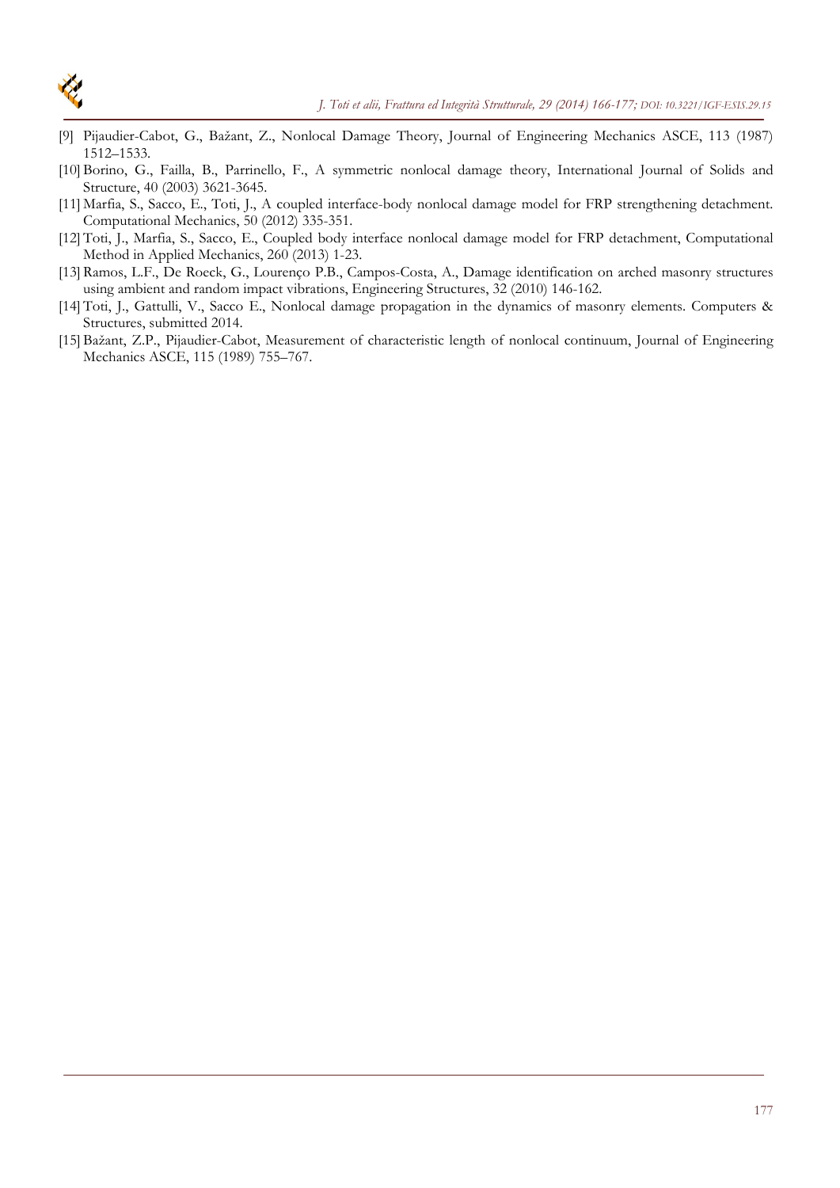[9] Pijaudier-Cabot, G., Bažant, Z., Nonlocal Damage Theory, Journal of Engineering Mechanics ASCE, 113 (1987) 1512–1533.

[10] Borino, G., Failla, B., Parrinello, F., A symmetric nonlocal damage theory, International Journal of Solids and Structure, 40 (2003) 3621-3645.

[11] Marfia, S., Sacco, E., Toti, J., A coupled interface-body nonlocal damage model for FRP strengthening detachment. Computational Mechanics, 50 (2012) 335-351.

[12] Toti, J., Marfia, S., Sacco, E., Coupled body interface nonlocal damage model for FRP detachment, Computational Method in Applied Mechanics, 260 (2013) 1-23.

[13] Ramos, L.F., De Roeck, G., Lourenço P.B., Campos-Costa, A., Damage identification on arched masonry structures using ambient and random impact vibrations, Engineering Structures, 32 (2010) 146-162.

[14] Toti, J., Gattulli, V., Sacco E., Nonlocal damage propagation in the dynamics of masonry elements. Computers & Structures, submitted 2014.

[15] Bažant, Z.P., Pijaudier-Cabot, Measurement of characteristic length of nonlocal continuum, Journal of Engineering Mechanics ASCE, 115 (1989) 755–767.